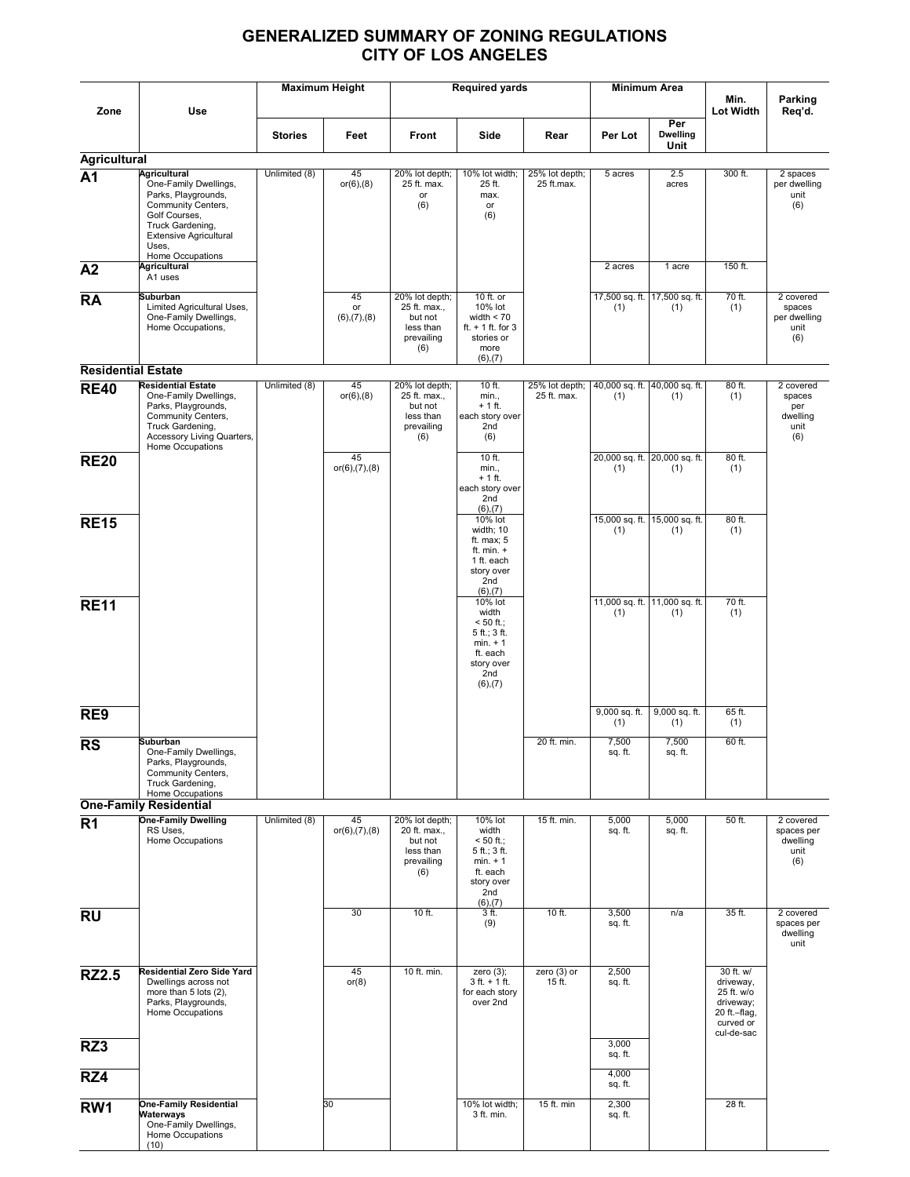# GENERALIZED SUMMARY OF ZONING REGULATIONS
## CITY OF LOS ANGELES

| Zone | Use | Maximum Height | | Required yards | | | Minimum Area | | Min. Lot Width | Parking Req'd. |
|---|---|---|---|---|---|---|---|---|---|---|
| | | Stories | Feet | Front | Side | Rear | Per Lot | Per Dwelling Unit | | |
| **Agricultural** | | | | | | | | | | |
| **A1** | **Agricultural** One-Family Dwellings, Parks, Playgrounds, Community Centers, Golf Courses, Truck Gardening, Extensive Agricultural Uses, Home Occupations | Unlimited (8) | 45 or(6),(8) | 20% lot depth; 25 ft. max. or (6) | 10% lot width; 25 ft. max. or (6) | 25% lot depth; 25 ft.max. | 5 acres | 2.5 acres | 300 ft. | 2 spaces per dwelling unit (6) |
| **A2** | **Agricultural** A1 uses | | | | | | 2 acres | 1 acre | 150 ft. | |
| **RA** | **Suburban** Limited Agricultural Uses, One-Family Dwellings, Home Occupations, | | 45 or (6),(7),(8) | 20% lot depth; 25 ft. max., but not less than prevailing (6) | 10 ft. or 10% lot width < 70 ft. + 1 ft. for 3 stories or more (6),(7) | | 17,500 sq. ft. (1) | 17,500 sq. ft. (1) | 70 ft. (1) | 2 covered spaces per dwelling unit (6) |
| **Residential Estate** | | | | | | | | | | |
| **RE40** | **Residential Estate** One-Family Dwellings, Parks, Playgrounds, Community Centers, Truck Gardening, Accessory Living Quarters, Home Occupations | Unlimited (8) | 45 or(6),(8) | 20% lot depth; 25 ft. max., but not less than prevailing (6) | 10 ft. min., + 1 ft. each story over 2nd (6) | 25% lot depth; 25 ft. max. | 40,000 sq. ft. (1) | 40,000 sq. ft. (1) | 80 ft. (1) | 2 covered spaces per dwelling unit (6) |
| **RE20** | | | 45 or(6),(7),(8) | | 10 ft. min., + 1 ft. each story over 2nd (6),(7) | | 20,000 sq. ft. (1) | 20,000 sq. ft. (1) | 80 ft. (1) | |
| **RE15** | | | | | 10% lot width; 10 ft. max; 5 ft. min. + 1 ft. each story over 2nd (6),(7) | | 15,000 sq. ft. (1) | 15,000 sq. ft. (1) | 80 ft. (1) | |
| **RE11** | | | | | 10% lot width < 50 ft.; 5 ft.; 3 ft. min. + 1 ft. each story over 2nd (6),(7) | | 11,000 sq. ft. (1) | 11,000 sq. ft. (1) | 70 ft. (1) | |
| **RE9** | | | | | | | 9,000 sq. ft. (1) | 9,000 sq. ft. (1) | 65 ft. (1) | |
| **RS** | **Suburban** One-Family Dwellings, Parks, Playgrounds, Community Centers, Truck Gardening, Home Occupations | | | | | 20 ft. min. | 7,500 sq. ft. | 7,500 sq. ft. | 60 ft. | |
| **One-Family Residential** | | | | | | | | | | |
| **R1** | **One-Family Dwelling** RS Uses, Home Occupations | Unlimited (8) | 45 or(6),(7),(8) | 20% lot depth; 20 ft. max., but not less than prevailing (6) | 10% lot width < 50 ft.; 5 ft.; 3 ft. min. + 1 ft. each story over 2nd (6),(7) | 15 ft. min. | 5,000 sq. ft. | 5,000 sq. ft. | 50 ft. | 2 covered spaces per dwelling unit (6) |
| **RU** | | | 30 | 10 ft. | 3 ft. (9) | 10 ft. | 3,500 sq. ft. | n/a | 35 ft. | 2 covered spaces per dwelling unit |
| **RZ2.5** | **Residential Zero Side Yard** Dwellings across not more than 5 lots (2), Parks, Playgrounds, Home Occupations | | 45 or(8) | 10 ft. min. | zero (3); 3 ft. + 1 ft. for each story over 2nd | zero (3) or 15 ft. | 2,500 sq. ft. | | 30 ft. w/ driveway, 25 ft. w/o driveway; 20 ft.–flag, curved or cul-de-sac | |
| **RZ3** | | | | | | | 3,000 sq. ft. | | | |
| **RZ4** | | | | | | | 4,000 sq. ft. | | | |
| **RW1** | **One-Family Residential Waterways** One-Family Dwellings, Home Occupations (10) | | 30 | | 10% lot width; 3 ft. min. | 15 ft. min | 2,300 sq. ft. | | 28 ft. | |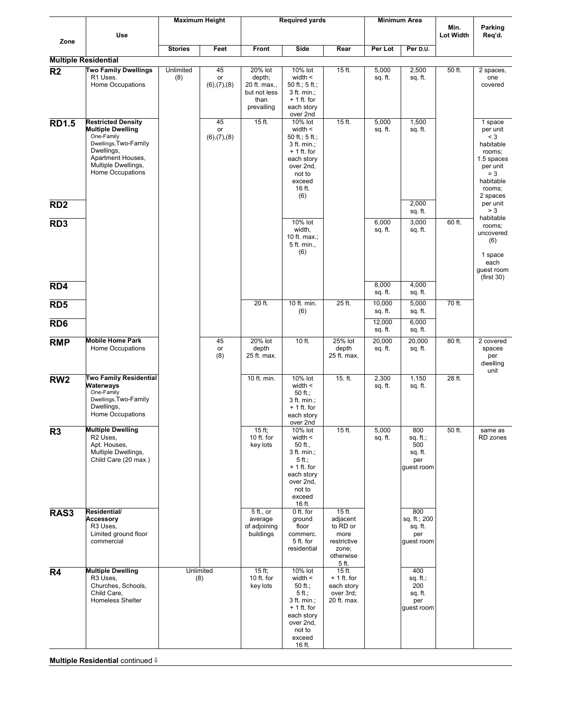| Zone | Use | Maximum Height | | Required yards | | | Minimum Area | | Min. Lot Width | Parking Req'd. |
|---|---|---|---|---|---|---|---|---|---|---|
| | | Stories | Feet | Front | Side | Rear | Per Lot | Per D.U. | | |
| **Multiple Residential** | | | | | | | | | | |
| **R2** | **Two Family Dwellings** R1 Uses. Home Occupations | Unlimited (8) | 45 or (6),(7),(8) | 20% lot depth; 20 ft. max., but not less than prevailing | 10% lot width < 50 ft.; 5 ft.; 3 ft. min.; + 1 ft. for each story over 2nd | 15 ft. | 5,000 sq. ft. | 2,500 sq. ft. | 50 ft. | 2 spaces, one covered |
| **RD1.5** | **Restricted Density Multiple Dwelling** One-Family Dwellings, Two-Family Dwellings, Apartment Houses, Multiple Dwellings, Home Occupations | | 45 or (6),(7),(8) | 15 ft. | 10% lot width < 50 ft.; 5 ft.; 3 ft. min.; + 1 ft. for each story over 2nd, not to exceed 16 ft. (6) | 15 ft. | 5,000 sq. ft. | 1,500 sq. ft. | | 1 space per unit < 3 habitable rooms; 1.5 spaces per unit = 3 habitable rooms; 2 spaces per unit > 3 habitable rooms; uncovered (6) 1 space each guest room (first 30) |
| **RD2** | | | | | | | | 2,000 sq. ft. | | |
| **RD3** | | | | | 10% lot width, 10 ft. max.; 5 ft. min., (6) | | 6,000 sq. ft. | 3,000 sq. ft. | 60 ft. | |
| **RD4** | | | | | | | 8,000 sq. ft. | 4,000 sq. ft. | | |
| **RD5** | | | | 20 ft. | 10 ft. min. (6) | 25 ft. | 10,000 sq. ft. | 5,000 sq. ft. | 70 ft. | |
| **RD6** | | | | | | | 12,000 sq. ft. | 6,000 sq. ft. | | |
| **RMP** | **Mobile Home Park** Home Occupations | | 45 or (8) | 20% lot depth 25 ft. max. | 10 ft. | 25% lot depth 25 ft. max. | 20,000 sq. ft. | 20,000 sq. ft. | 80 ft. | 2 covered spaces per dwelling unit |
| **RW2** | **Two Family Residential Waterways** One-Family Dwellings, Two-Family Dwellings, Home Occupations | | | 10 ft. min. | 10% lot width < 50 ft.; 3 ft. min.; + 1 ft. for each story over 2nd | 15. ft. | 2,300 sq. ft. | 1,150 sq. ft. | 28 ft. | |
| **R3** | **Multiple Dwelling** R2 Uses, Apt. Houses, Multiple Dwellings, Child Care (20 max.) | | | 15 ft; 10 ft. for key lots | 10% lot width < 50 ft., 3 ft. min.; 5 ft.; + 1 ft. for each story over 2nd, not to exceed 16 ft. | 15 ft. | 5,000 sq. ft. | 800 sq. ft.; 500 sq. ft. per guest room | 50 ft. | same as RD zones |
| **RAS3** | **Residential/ Accessory** R3 Uses, Limited ground floor commercial | | | 5 ft., or average of adjoining buildings | 0 ft. for ground floor commerc. 5 ft. for residential | 15 ft. adjacent to RD or more restrictive zone; otherwise 5 ft. | | 800 sq. ft.; 200 sq. ft. per guest room | | |
| **R4** | **Multiple Dwelling** R3 Uses, Churches, Schools, Child Care, Homeless Shelter | Unlimited (8) | | 15 ft; 10 ft. for key lots | 10% lot width < 50 ft.; 5 ft.; 3 ft. min.; + 1 ft. for each story over 2nd, not to exceed 16 ft. | 15 ft. + 1 ft. for each story over 3rd; 20 ft. max. | | 400 sq. ft.; 200 sq. ft. per guest room | | |

**Multiple Residential** continued ⇓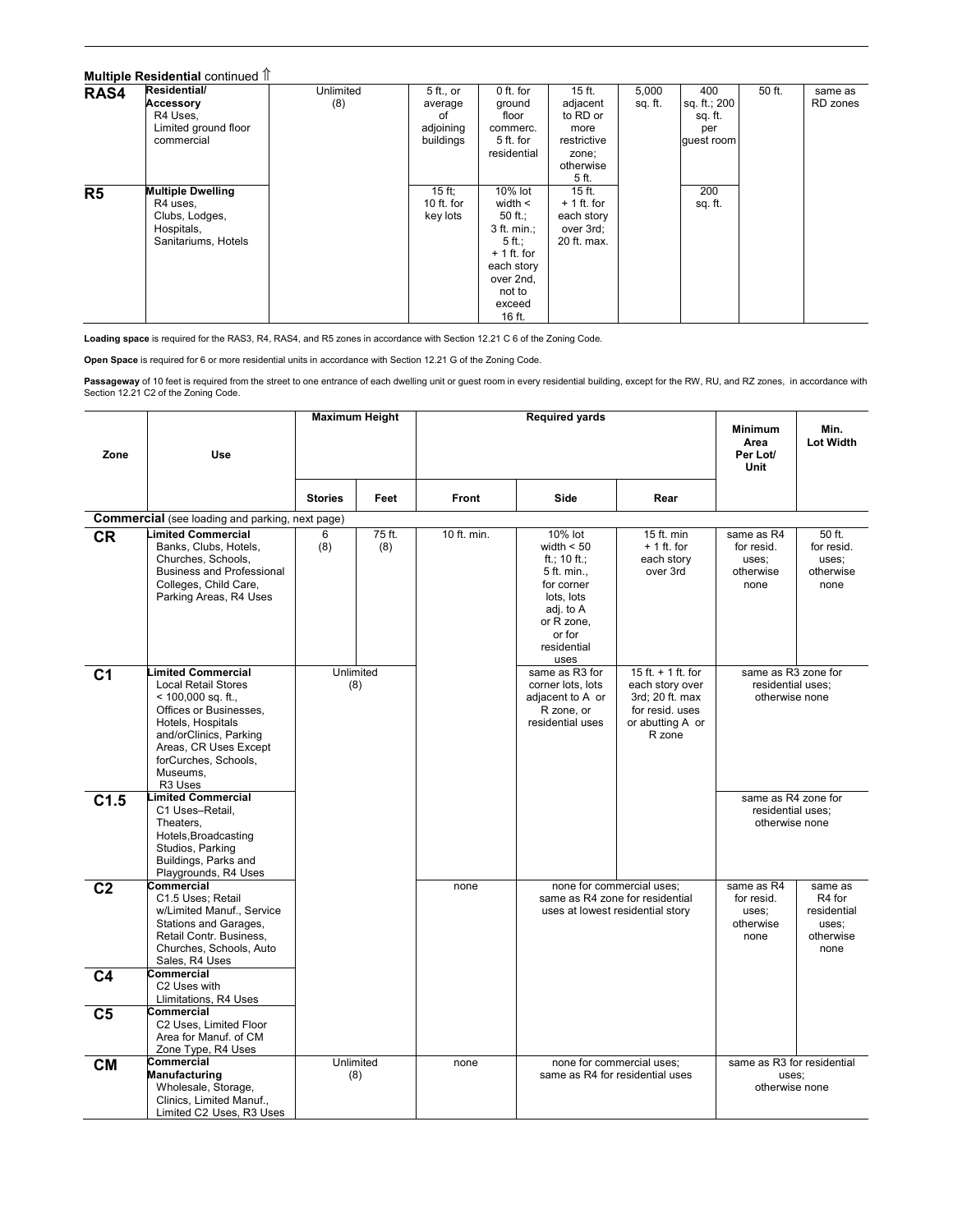**Multiple Residential** continued ⇑

| | | | | | | | | | |
|---|---|---|---|---|---|---|---|---|---|
| **RAS4** | **Residential/ Accessory** R4 Uses, Limited ground floor commercial | Unlimited (8) | 5 ft., or average of adjoining buildings | 0 ft. for ground floor commerc. 5 ft. for residential | 15 ft. adjacent to RD or more restrictive zone; otherwise 5 ft. | 5,000 sq. ft. | 400 sq. ft.; 200 sq. ft. per guest room | 50 ft. | same as RD zones |
| **R5** | **Multiple Dwelling** R4 uses, Clubs, Lodges, Hospitals, Sanitariums, Hotels | | 15 ft; 10 ft. for key lots | 10% lot width < 50 ft.; 3 ft. min.; 5 ft.; + 1 ft. for each story over 2nd, not to exceed 16 ft. | 15 ft. + 1 ft. for each story over 3rd; 20 ft. max. | | 200 sq. ft. | | |

**Loading space** is required for the RAS3, R4, RAS4, and R5 zones in accordance with Section 12.21 C 6 of the Zoning Code.

**Open Space** is required for 6 or more residential units in accordance with Section 12.21 G of the Zoning Code.

**Passageway** of 10 feet is required from the street to one entrance of each dwelling unit or guest room in every residential building, except for the RW, RU, and RZ zones, in accordance with Section 12.21 C2 of the Zoning Code.

| Zone | Use | Maximum Height | | Required yards | | | Minimum Area Per Lot/ Unit | Min. Lot Width |
|---|---|---|---|---|---|---|---|---|
| | | Stories | Feet | Front | Side | Rear | | |
| **Commercial** (see loading and parking, next page) | | | | | | | | |
| **CR** | **Limited Commercial** Banks, Clubs, Hotels, Churches, Schools, Business and Professional Colleges, Child Care, Parking Areas, R4 Uses | 6 (8) | 75 ft. (8) | 10 ft. min. | 10% lot width < 50 ft.; 10 ft.; 5 ft. min., for corner lots, lots adj. to A or R zone, or for residential uses | 15 ft. min + 1 ft. for each story over 3rd | same as R4 for resid. uses; otherwise none | 50 ft. for resid. uses; otherwise none |
| **C1** | **Limited Commercial** Local Retail Stores < 100,000 sq. ft., Offices or Businesses, Hotels, Hospitals and/orClinics, Parking Areas, CR Uses Except forCurches, Schools, Museums, R3 Uses | Unlimited (8) | | | same as R3 for corner lots, lots adjacent to A or R zone, or residential uses | 15 ft. + 1 ft. for each story over 3rd; 20 ft. max for resid. uses or abutting A or R zone | same as R3 zone for residential uses; otherwise none | |
| **C1.5** | **Limited Commercial** C1 Uses–Retail, Theaters, Hotels,Broadcasting Studios, Parking Buildings, Parks and Playgrounds, R4 Uses | | | | | | same as R4 zone for residential uses; otherwise none | |
| **C2** | **Commercial** C1.5 Uses; Retail w/Limited Manuf., Service Stations and Garages, Retail Contr. Business, Churches, Schools, Auto Sales, R4 Uses | | | none | none for commercial uses; same as R4 zone for residential uses at lowest residential story | | same as R4 for resid. uses; otherwise none | same as R4 for residential uses; otherwise none |
| **C4** | **Commercial** C2 Uses with Llimitations, R4 Uses | | | | | | | |
| **C5** | **Commercial** C2 Uses, Limited Floor Area for Manuf. of CM Zone Type, R4 Uses | | | | | | | |
| **CM** | **Commercial Manufacturing** Wholesale, Storage, Clinics, Limited Manuf., Limited C2 Uses, R3 Uses | Unlimited (8) | | none | none for commercial uses; same as R4 for residential uses | | same as R3 for residential uses; otherwise none | |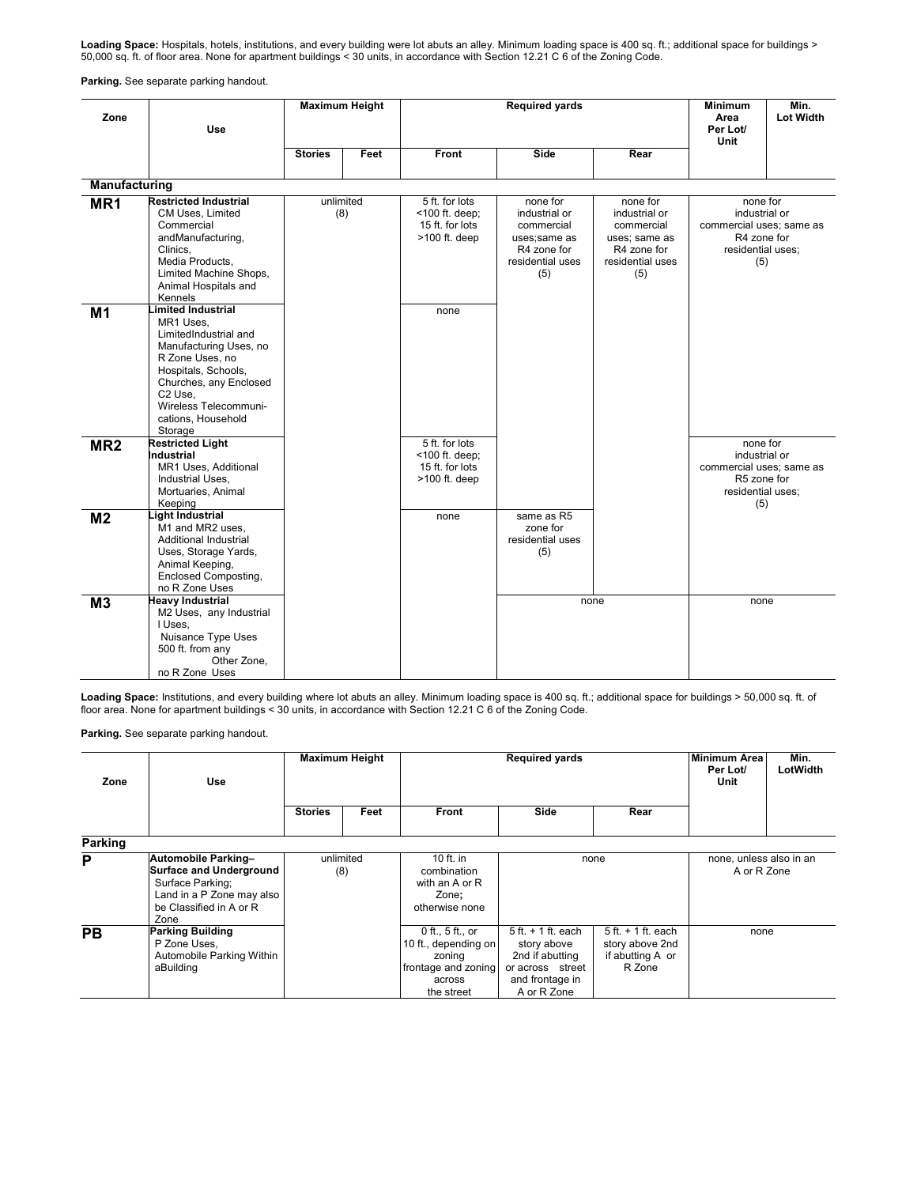**Loading Space:** Hospitals, hotels, institutions, and every building were lot abuts an alley. Minimum loading space is 400 sq. ft.; additional space for buildings > 50,000 sq. ft. of floor area. None for apartment buildings < 30 units, in accordance with Section 12.21 C 6 of the Zoning Code.

**Parking.** See separate parking handout.

| Zone | Use | Maximum Height | | Required yards | | | Minimum Area Per Lot/ Unit | Min. Lot Width |
|---|---|---|---|---|---|---|---|---|
| | | Stories | Feet | Front | Side | Rear | | |
| **Manufacturing** | | | | | | | | |
| **MR1** | **Restricted Industrial** CM Uses, Limited Commercial andManufacturing, Clinics, Media Products, Limited Machine Shops, Animal Hospitals and Kennels | unlimited (8) | | 5 ft. for lots <100 ft. deep; 15 ft. for lots >100 ft. deep | none for industrial or commercial uses;same as R4 zone for residential uses (5) | none for industrial or commercial uses; same as R4 zone for residential uses (5) | none for industrial or commercial uses; same as R4 zone for residential uses; (5) | |
| **M1** | **Limited Industrial** MR1 Uses, LimitedIndustrial and Manufacturing Uses, no R Zone Uses, no Hospitals, Schools, Churches, any Enclosed C2 Use, Wireless Telecommunications, Household Storage | | | none | | | | |
| **MR2** | **Restricted Light Industrial** MR1 Uses, Additional Industrial Uses, Mortuaries, Animal Keeping | | | 5 ft. for lots <100 ft. deep; 15 ft. for lots >100 ft. deep | | | none for industrial or commercial uses; same as R5 zone for residential uses; (5) | |
| **M2** | **Light Industrial** M1 and MR2 uses, Additional Industrial Uses, Storage Yards, Animal Keeping, Enclosed Composting, no R Zone Uses | | | none | same as R5 zone for residential uses (5) | | | |
| **M3** | **Heavy Industrial** M2 Uses, any Industrial l Uses, Nuisance Type Uses 500 ft. from any Other Zone, no R Zone Uses | | | | none | | none | |

**Loading Space:** Institutions, and every building where lot abuts an alley. Minimum loading space is 400 sq. ft.; additional space for buildings > 50,000 sq. ft. of floor area. None for apartment buildings < 30 units, in accordance with Section 12.21 C 6 of the Zoning Code.

**Parking.** See separate parking handout.

| Zone | Use | Maximum Height | | Required yards | | | Minimum Area Per Lot/ Unit | Min. LotWidth |
|---|---|---|---|---|---|---|---|---|
| | | Stories | Feet | Front | Side | Rear | | |
| **Parking** | | | | | | | | |
| **P** | **Automobile Parking–Surface and Underground** Surface Parking; Land in a P Zone may also be Classified in A or R Zone | unlimited (8) | | 10 ft. in combination with an A or R Zone**;** otherwise none | none | | none, unless also in an A or R Zone | |
| **PB** | **Parking Building** P Zone Uses, Automobile Parking Within aBuilding | | | 0 ft., 5 ft., or 10 ft., depending on zoning frontage and zoning across the street | 5 ft. + 1 ft. each story above 2nd if abutting or across street and frontage in A or R Zone | 5 ft. + 1 ft. each story above 2nd if abutting A or R Zone | none | |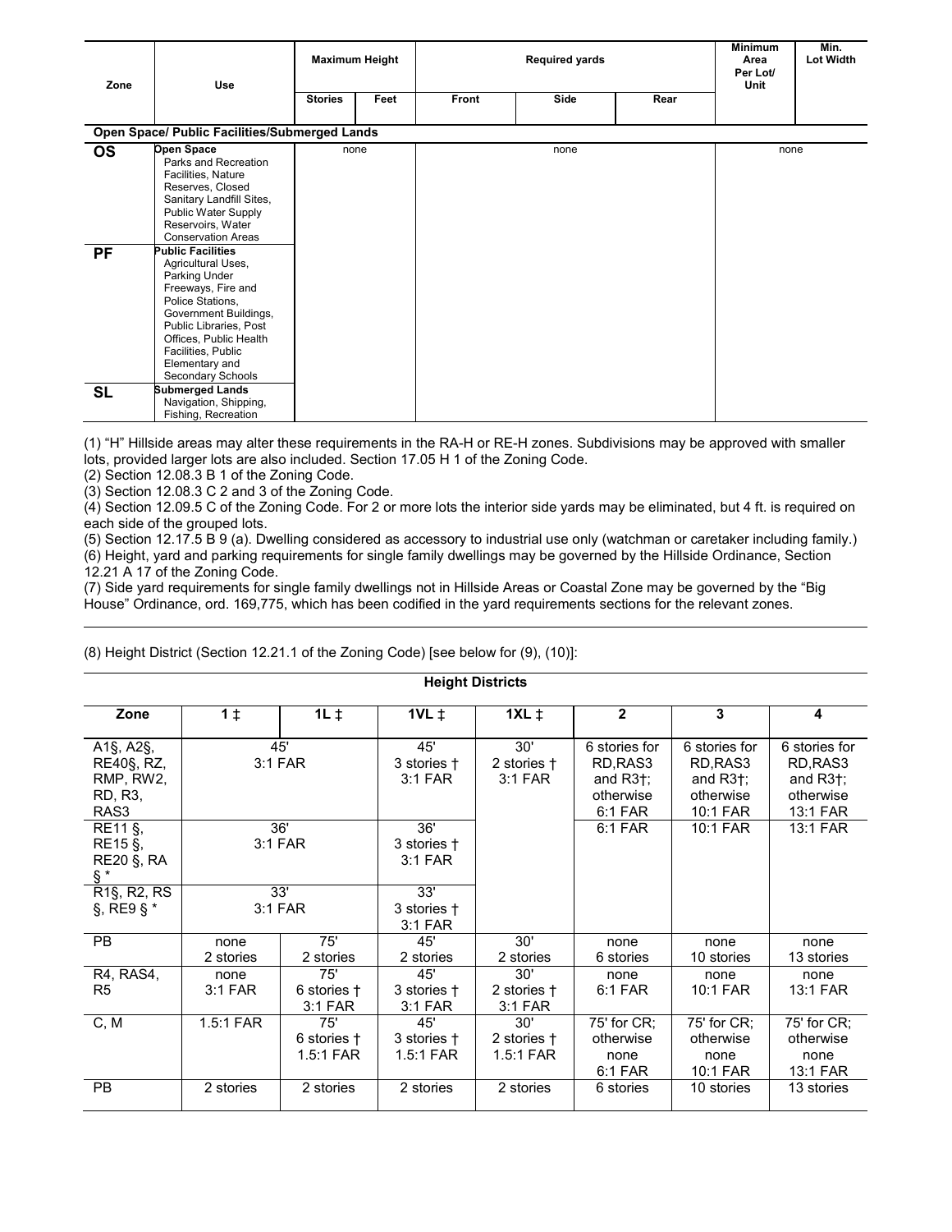| Zone | Use | Maximum Height | | Required yards | | | Minimum Area Per Lot/ Unit | Min. Lot Width |
|---|---|---|---|---|---|---|---|---|
| | | Stories | Feet | Front | Side | Rear | | |
| **Open Space/ Public Facilities/Submerged Lands** | | | | | | | | |
| **OS** | **Open Space** Parks and Recreation Facilities, Nature Reserves, Closed Sanitary Landfill Sites, Public Water Supply Reservoirs, Water Conservation Areas | none | | none | | | none | |
| **PF** | **Public Facilities** Agricultural Uses, Parking Under Freeways, Fire and Police Stations, Government Buildings, Public Libraries, Post Offices, Public Health Facilities, Public Elementary and Secondary Schools | | | | | | | |
| **SL** | **Submerged Lands** Navigation, Shipping, Fishing, Recreation | | | | | | | |

(1) "H" Hillside areas may alter these requirements in the RA-H or RE-H zones. Subdivisions may be approved with smaller lots, provided larger lots are also included. Section 17.05 H 1 of the Zoning Code.
(2) Section 12.08.3 B 1 of the Zoning Code.
(3) Section 12.08.3 C 2 and 3 of the Zoning Code.
(4) Section 12.09.5 C of the Zoning Code. For 2 or more lots the interior side yards may be eliminated, but 4 ft. is required on each side of the grouped lots.
(5) Section 12.17.5 B 9 (a). Dwelling considered as accessory to industrial use only (watchman or caretaker including family.)
(6) Height, yard and parking requirements for single family dwellings may be governed by the Hillside Ordinance, Section 12.21 A 17 of the Zoning Code.
(7) Side yard requirements for single family dwellings not in Hillside Areas or Coastal Zone may be governed by the "Big House" Ordinance, ord. 169,775, which has been codified in the yard requirements sections for the relevant zones.

(8) Height District (Section 12.21.1 of the Zoning Code) [see below for (9), (10)]:

**Height Districts**

| Zone | 1 ‡ | 1L ‡ | 1VL ‡ | 1XL ‡ | 2 | 3 | 4 |
|---|---|---|---|---|---|---|---|
| A1§, A2§, RE40§, RZ, RMP, RW2, RD, R3, RAS3 | 45' 3:1 FAR | | 45' 3 stories † 3:1 FAR | 30' 2 stories † 3:1 FAR | 6 stories for RD,RAS3 and R3†; otherwise 6:1 FAR | 6 stories for RD,RAS3 and R3†; otherwise 10:1 FAR | 6 stories for RD,RAS3 and R3†; otherwise 13:1 FAR |
| RE11 §, RE15 §, RE20 §, RA § * | 36' 3:1 FAR | | 36' 3 stories † 3:1 FAR | | 6:1 FAR | 10:1 FAR | 13:1 FAR |
| R1§, R2, RS §, RE9 § * | 33' 3:1 FAR | | 33' 3 stories † 3:1 FAR | | | | |
| PB | none 2 stories | 75' 2 stories | 45' 2 stories | 30' 2 stories | none 6 stories | none 10 stories | none 13 stories |
| R4, RAS4, R5 | none 3:1 FAR | 75' 6 stories † 3:1 FAR | 45' 3 stories † 3:1 FAR | 30' 2 stories † 3:1 FAR | none 6:1 FAR | none 10:1 FAR | none 13:1 FAR |
| C, M | 1.5:1 FAR | 75' 6 stories † 1.5:1 FAR | 45' 3 stories † 1.5:1 FAR | 30' 2 stories † 1.5:1 FAR | 75' for CR; otherwise none 6:1 FAR | 75' for CR; otherwise none 10:1 FAR | 75' for CR; otherwise none 13:1 FAR |
| PB | 2 stories | 2 stories | 2 stories | 2 stories | 6 stories | 10 stories | 13 stories |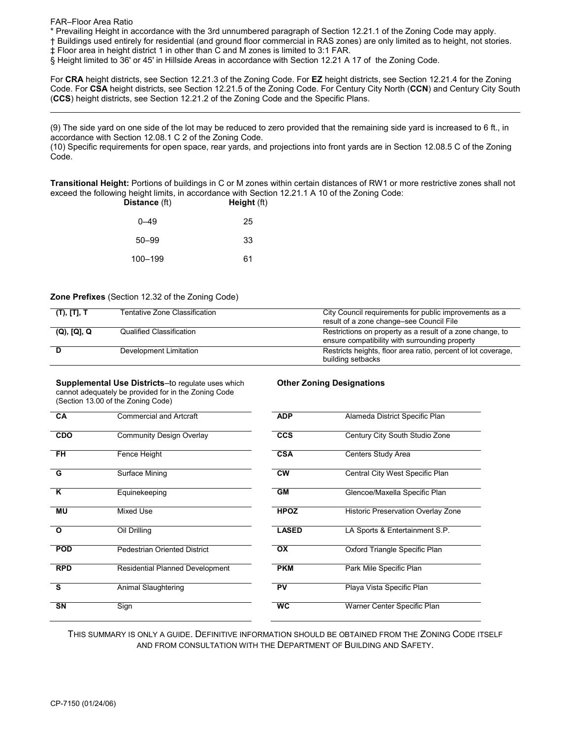FAR–Floor Area Ratio

* Prevailing Height in accordance with the 3rd unnumbered paragraph of Section 12.21.1 of the Zoning Code may apply.

† Buildings used entirely for residential (and ground floor commercial in RAS zones) are only limited as to height, not stories.

‡ Floor area in height district 1 in other than C and M zones is limited to 3:1 FAR.

§ Height limited to 36' or 45' in Hillside Areas in accordance with Section 12.21 A 17 of the Zoning Code.

For **CRA** height districts, see Section 12.21.3 of the Zoning Code. For **EZ** height districts, see Section 12.21.4 for the Zoning Code. For **CSA** height districts, see Section 12.21.5 of the Zoning Code. For Century City North (**CCN**) and Century City South (**CCS**) height districts, see Section 12.21.2 of the Zoning Code and the Specific Plans.

---

(9) The side yard on one side of the lot may be reduced to zero provided that the remaining side yard is increased to 6 ft., in accordance with Section 12.08.1 C 2 of the Zoning Code.

(10) Specific requirements for open space, rear yards, and projections into front yards are in Section 12.08.5 C of the Zoning Code.

**Transitional Height:** Portions of buildings in C or M zones within certain distances of RW1 or more restrictive zones shall not exceed the following height limits, in accordance with Section 12.21.1 A 10 of the Zoning Code:

| **Distance** (ft) | **Height** (ft) |
|---|---|
| 0–49 | 25 |
| 50–99 | 33 |
| 100–199 | 61 |

**Zone Prefixes** (Section 12.32 of the Zoning Code)

| | | |
|---|---|---|
| **(T), [T], T** | Tentative Zone Classification | City Council requirements for public improvements as a result of a zone change–see Council File |
| **(Q), [Q], Q** | Qualified Classification | Restrictions on property as a result of a zone change, to ensure compatibility with surrounding property |
| **D** | Development Limitation | Restricts heights, floor area ratio, percent of lot coverage, building setbacks |

**Supplemental Use Districts**–to regulate uses which cannot adequately be provided for in the Zoning Code (Section 13.00 of the Zoning Code)

| | |
|---|---|
| **CA** | Commercial and Artcraft |
| **CDO** | Community Design Overlay |
| **FH** | Fence Height |
| **G** | Surface Mining |
| **K** | Equinekeeping |
| **MU** | Mixed Use |
| **O** | Oil Drilling |
| **POD** | Pedestrian Oriented District |
| **RPD** | Residential Planned Development |
| **S** | Animal Slaughtering |
| **SN** | Sign |

**Other Zoning Designations**

| | |
|---|---|
| **ADP** | Alameda District Specific Plan |
| **CCS** | Century City South Studio Zone |
| **CSA** | Centers Study Area |
| **CW** | Central City West Specific Plan |
| **GM** | Glencoe/Maxella Specific Plan |
| **HPOZ** | Historic Preservation Overlay Zone |
| **LASED** | LA Sports & Entertainment S.P. |
| **OX** | Oxford Triangle Specific Plan |
| **PKM** | Park Mile Specific Plan |
| **PV** | Playa Vista Specific Plan |
| **WC** | Warner Center Specific Plan |

THIS SUMMARY IS ONLY A GUIDE. DEFINITIVE INFORMATION SHOULD BE OBTAINED FROM THE ZONING CODE ITSELF AND FROM CONSULTATION WITH THE DEPARTMENT OF BUILDING AND SAFETY.

CP-7150 (01/24/06)